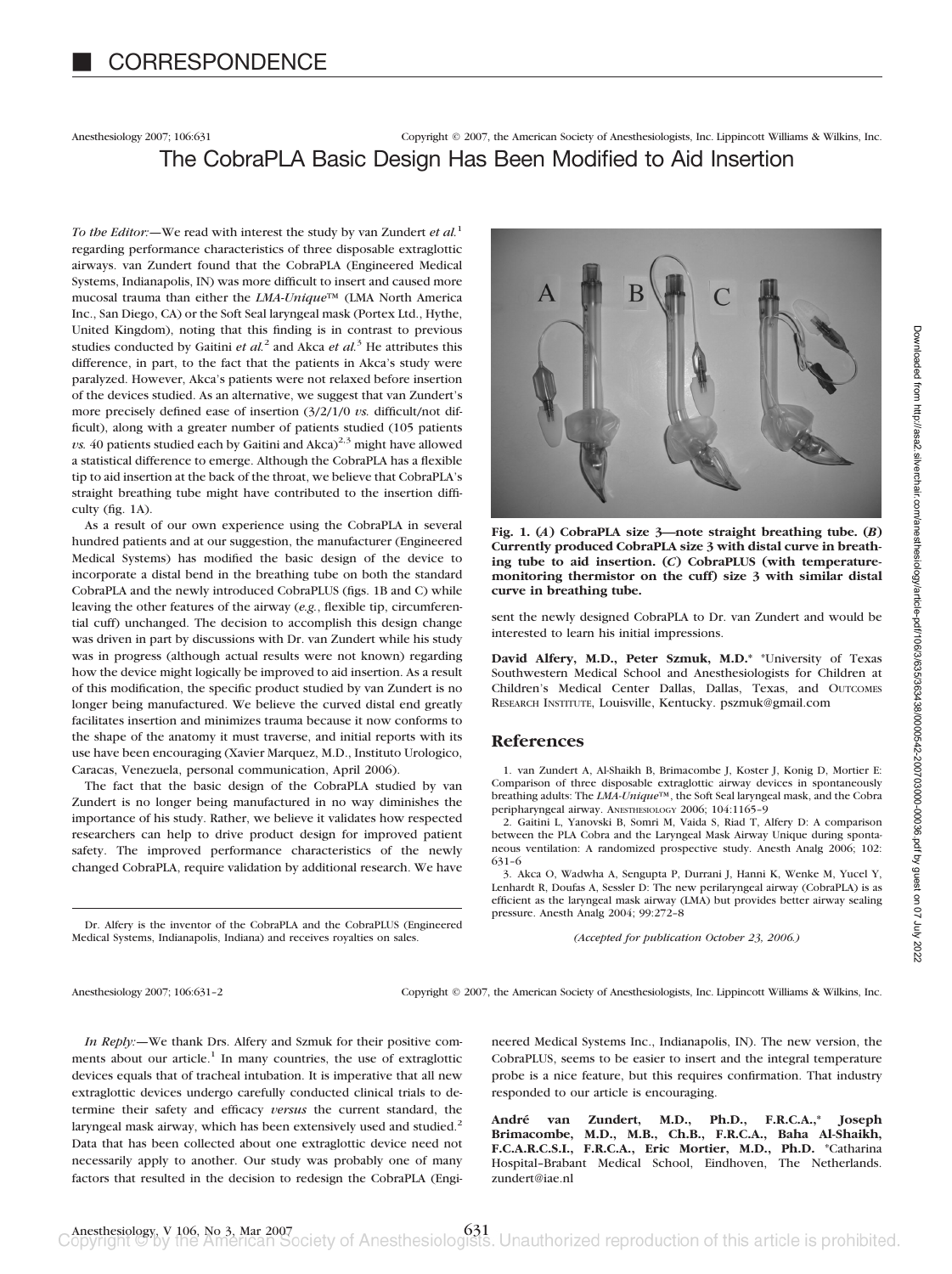# CORRESPONDENCE

## The CobraPLA Basic Design Has Been Modified to Aid Insertion

*To the Editor:*—We read with interest the study by van Zundert *et al.*[1] regarding performance characteristics of three disposable extraglottic airways. van Zundert found that the CobraPLA (Engineered Medical Systems, Indianapolis, IN) was more difficult to insert and caused more mucosal trauma than either the *LMA-Unique*™ (LMA North America Inc., San Diego, CA) or the Soft Seal laryngeal mask (Portex Ltd., Hythe, United Kingdom), noting that this finding is in contrast to previous studies conducted by Gaitini *et al.*[2] and Akca *et al.*[3] He attributes this difference, in part, to the fact that the patients in Akca's study were paralyzed. However, Akca's patients were not relaxed before insertion of the devices studied. As an alternative, we suggest that van Zundert's more precisely defined ease of insertion (3/2/1/0 *vs.* difficult/not difficult), along with a greater number of patients studied (105 patients *vs.* 40 patients studied each by Gaitini and Akca)[2,3] might have allowed a statistical difference to emerge. Although the CobraPLA has a flexible tip to aid insertion at the back of the throat, we believe that CobraPLA's straight breathing tube might have contributed to the insertion difficulty (fig. 1A).

As a result of our own experience using the CobraPLA in several hundred patients and at our suggestion, the manufacturer (Engineered Medical Systems) has modified the basic design of the device to incorporate a distal bend in the breathing tube on both the standard CobraPLA and the newly introduced CobraPLUS (figs. 1B and C) while leaving the other features of the airway (*e.g.*, flexible tip, circumferential cuff) unchanged. The decision to accomplish this design change was driven in part by discussions with Dr. van Zundert while his study was in progress (although actual results were not known) regarding how the device might logically be improved to aid insertion. As a result of this modification, the specific product studied by van Zundert is no longer being manufactured. We believe the curved distal end greatly facilitates insertion and minimizes trauma because it now conforms to the shape of the anatomy it must traverse, and initial reports with its use have been encouraging (Xavier Marquez, M.D., Instituto Urologico, Caracas, Venezuela, personal communication, April 2006).

The fact that the basic design of the CobraPLA studied by van Zundert is no longer being manufactured in no way diminishes the importance of his study. Rather, we believe it validates how respected researchers can help to drive product design for improved patient safety. The improved performance characteristics of the newly changed CobraPLA, require validation by additional research. We have sent the newly designed CobraPLA to Dr. van Zundert and would be interested to learn his initial impressions.

**Fig. 1. (*A*) CobraPLA size 3—note straight breathing tube. (*B*) Currently produced CobraPLA size 3 with distal curve in breathing tube to aid insertion. (*C*) CobraPLUS (with temperature-monitoring thermistor on the cuff) size 3 with similar distal curve in breathing tube.**

**David Alfery, M.D., Peter Szmuk, M.D.*** *University of Texas Southwestern Medical School and Anesthesiologists for Children at Children's Medical Center Dallas, Dallas, Texas, and Outcomes Research Institute, Louisville, Kentucky. pszmuk@gmail.com

Dr. Alfery is the inventor of the CobraPLA and the CobraPLUS (Engineered Medical Systems, Indianapolis, Indiana) and receives royalties on sales.

### References

1. van Zundert A, Al-Shaikh B, Brimacombe J, Koster J, Konig D, Mortier E: Comparison of three disposable extraglottic airway devices in spontaneously breathing adults: The *LMA-Unique*™, the Soft Seal laryngeal mask, and the Cobra peripharyngeal airway. Anesthesiology 2006; 104:1165–9
2. Gaitini L, Yanovski B, Somri M, Vaida S, Riad T, Alfery D: A comparison between the PLA Cobra and the Laryngeal Mask Airway Unique during spontaneous ventilation: A randomized prospective study. Anesth Analg 2006; 102:631–6
3. Akca O, Wadwha A, Sengupta P, Durrani J, Hanni K, Wenke M, Yucel Y, Lenhardt R, Doufas A, Sessler D: The new perilaryngeal airway (CobraPLA) is as efficient as the laryngeal mask airway (LMA) but provides better airway sealing pressure. Anesth Analg 2004; 99:272–8

*(Accepted for publication October 23, 2006.)*

---

*In Reply:*—We thank Drs. Alfery and Szmuk for their positive comments about our article.[1] In many countries, the use of extraglottic devices equals that of tracheal intubation. It is imperative that all new extraglottic devices undergo carefully conducted clinical trials to determine their safety and efficacy *versus* the current standard, the laryngeal mask airway, which has been extensively used and studied.[2] Data that has been collected about one extraglottic device need not necessarily apply to another. Our study was probably one of many factors that resulted in the decision to redesign the CobraPLA (Engineered Medical Systems Inc., Indianapolis, IN). The new version, the CobraPLUS, seems to be easier to insert and the integral temperature probe is a nice feature, but this requires confirmation. That industry responded to our article is encouraging.

**André van Zundert, M.D., Ph.D., F.R.C.A.,* Joseph Brimacombe, M.D., M.B., Ch.B., F.R.C.A., Baha Al-Shaikh, F.C.A.R.C.S.I., F.R.C.A., Eric Mortier, M.D., Ph.D.** *Catharina Hospital–Brabant Medical School, Eindhoven, The Netherlands. zundert@iae.nl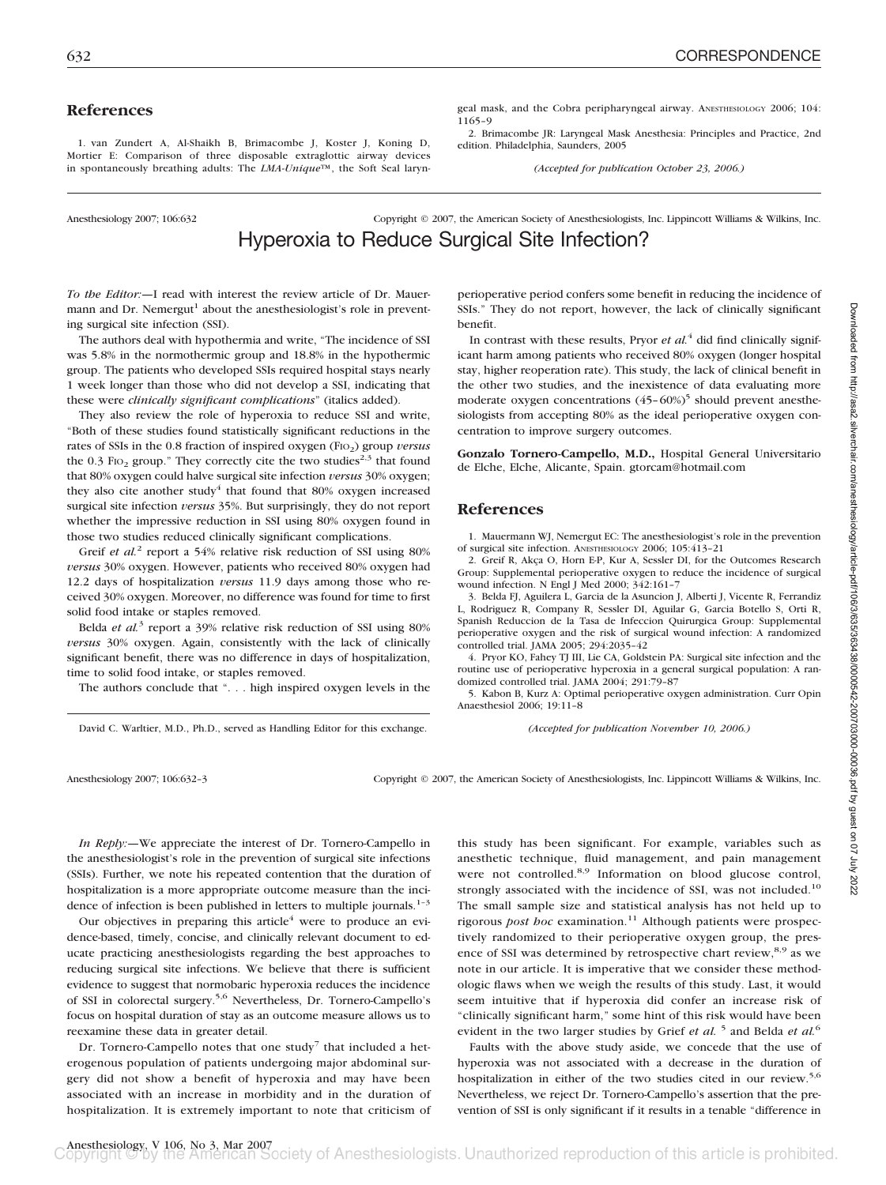## References

1. van Zundert A, Al-Shaikh B, Brimacombe J, Koster J, Koning D, Mortier E: Comparison of three disposable extraglottic airway devices in spontaneously breathing adults: The *LMA-Unique*™, the Soft Seal laryngeal mask, and the Cobra peripharyngeal airway. ANESTHESIOLOGY 2006; 104:1165–9

2. Brimacombe JR: Laryngeal Mask Anesthesia: Principles and Practice, 2nd edition. Philadelphia, Saunders, 2005

*(Accepted for publication October 23, 2006.)*

---

Anesthesiology 2007; 106:632 Copyright © 2007, the American Society of Anesthesiologists, Inc. Lippincott Williams & Wilkins, Inc.

# Hyperoxia to Reduce Surgical Site Infection?

*To the Editor:*—I read with interest the review article of Dr. Mauermann and Dr. Nemergut[1] about the anesthesiologist's role in preventing surgical site infection (SSI).

The authors deal with hypothermia and write, "The incidence of SSI was 5.8% in the normothermic group and 18.8% in the hypothermic group. The patients who developed SSIs required hospital stays nearly 1 week longer than those who did not develop a SSI, indicating that these were *clinically significant complications*" (italics added).

They also review the role of hyperoxia to reduce SSI and write, "Both of these studies found statistically significant reductions in the rates of SSIs in the 0.8 fraction of inspired oxygen ($FIO_2$) group *versus* the 0.3 $FIO_2$ group." They correctly cite the two studies[2,3] that found that 80% oxygen could halve surgical site infection *versus* 30% oxygen; they also cite another study[4] that found that 80% oxygen increased surgical site infection *versus* 35%. But surprisingly, they do not report whether the impressive reduction in SSI using 80% oxygen found in those two studies reduced clinically significant complications.

Greif *et al.*[2] report a 54% relative risk reduction of SSI using 80% *versus* 30% oxygen. However, patients who received 80% oxygen had 12.2 days of hospitalization *versus* 11.9 days among those who received 30% oxygen. Moreover, no difference was found for time to first solid food intake or staples removed.

Belda *et al.*[3] report a 39% relative risk reduction of SSI using 80% *versus* 30% oxygen. Again, consistently with the lack of clinically significant benefit, there was no difference in days of hospitalization, time to solid food intake, or staples removed.

The authors conclude that ". . . high inspired oxygen levels in the perioperative period confers some benefit in reducing the incidence of SSIs." They do not report, however, the lack of clinically significant benefit.

In contrast with these results, Pryor *et al.*[4] did find clinically significant harm among patients who received 80% oxygen (longer hospital stay, higher reoperation rate). This study, the lack of clinical benefit in the other two studies, and the inexistence of data evaluating more moderate oxygen concentrations (45–60%)[5] should prevent anesthesiologists from accepting 80% as the ideal perioperative oxygen concentration to improve surgery outcomes.

**Gonzalo Tornero-Campello, M.D.,** Hospital General Universitario de Elche, Elche, Alicante, Spain. gtorcam@hotmail.com

## References

1. Mauermann WJ, Nemergut EC: The anesthesiologist's role in the prevention of surgical site infection. ANESTHESIOLOGY 2006; 105:413–21

2. Greif R, Akça O, Horn E-P, Kur A, Sessler DI, for the Outcomes Research Group: Supplemental perioperative oxygen to reduce the incidence of surgical wound infection. N Engl J Med 2000; 342:161–7

3. Belda FJ, Aguilera L, Garcia de la Asuncion J, Alberti J, Vicente R, Ferrandiz L, Rodriguez R, Company R, Sessler DI, Aguilar G, Garcia Botello S, Orti R, Spanish Reduccion de la Tasa de Infeccion Quirurgica Group: Supplemental perioperative oxygen and the risk of surgical wound infection: A randomized controlled trial. JAMA 2005; 294:2035–42

4. Pryor KO, Fahey TJ III, Lie CA, Goldstein PA: Surgical site infection and the routine use of perioperative hyperoxia in a general surgical population: A randomized controlled trial. JAMA 2004; 291:79–87

5. Kabon B, Kurz A: Optimal perioperative oxygen administration. Curr Opin Anaesthesiol 2006; 19:11–8

*(Accepted for publication November 10, 2006.)*

David C. Warltier, M.D., Ph.D., served as Handling Editor for this exchange.

---

Anesthesiology 2007; 106:632–3 Copyright © 2007, the American Society of Anesthesiologists, Inc. Lippincott Williams & Wilkins, Inc.

*In Reply:*—We appreciate the interest of Dr. Tornero-Campello in the anesthesiologist's role in the prevention of surgical site infections (SSIs). Further, we note his repeated contention that the duration of hospitalization is a more appropriate outcome measure than the incidence of infection is been published in letters to multiple journals.[1–3]

Our objectives in preparing this article[4] were to produce an evidence-based, timely, concise, and clinically relevant document to educate practicing anesthesiologists regarding the best approaches to reducing surgical site infections. We believe that there is sufficient evidence to suggest that normobaric hyperoxia reduces the incidence of SSI in colorectal surgery.[5,6] Nevertheless, Dr. Tornero-Campello's focus on hospital duration of stay as an outcome measure allows us to reexamine these data in greater detail.

Dr. Tornero-Campello notes that one study[7] that included a heterogeneous population of patients undergoing major abdominal surgery did not show a benefit of hyperoxia and may have been associated with an increase in morbidity and in the duration of hospitalization. It is extremely important to note that criticism of this study has been significant. For example, variables such as anesthetic technique, fluid management, and pain management were not controlled.[8,9] Information on blood glucose control, strongly associated with the incidence of SSI, was not included.[10] The small sample size and statistical analysis has not held up to rigorous *post hoc* examination.[11] Although patients were prospectively randomized to their perioperative oxygen group, the presence of SSI was determined by retrospective chart review,[8,9] as we note in our article. It is imperative that we consider these methodologic flaws when we weigh the results of this study. Last, it would seem intuitive that if hyperoxia did confer an increase risk of "clinically significant harm," some hint of this risk would have been evident in the two larger studies by Grief *et al.*[5] and Belda *et al.*[6]

Faults with the above study aside, we concede that the use of hyperoxia was not associated with a decrease in the duration of hospitalization in either of the two studies cited in our review.[5,6] Nevertheless, we reject Dr. Tornero-Campello's assertion that the prevention of SSI is only significant if it results in a tenable "difference in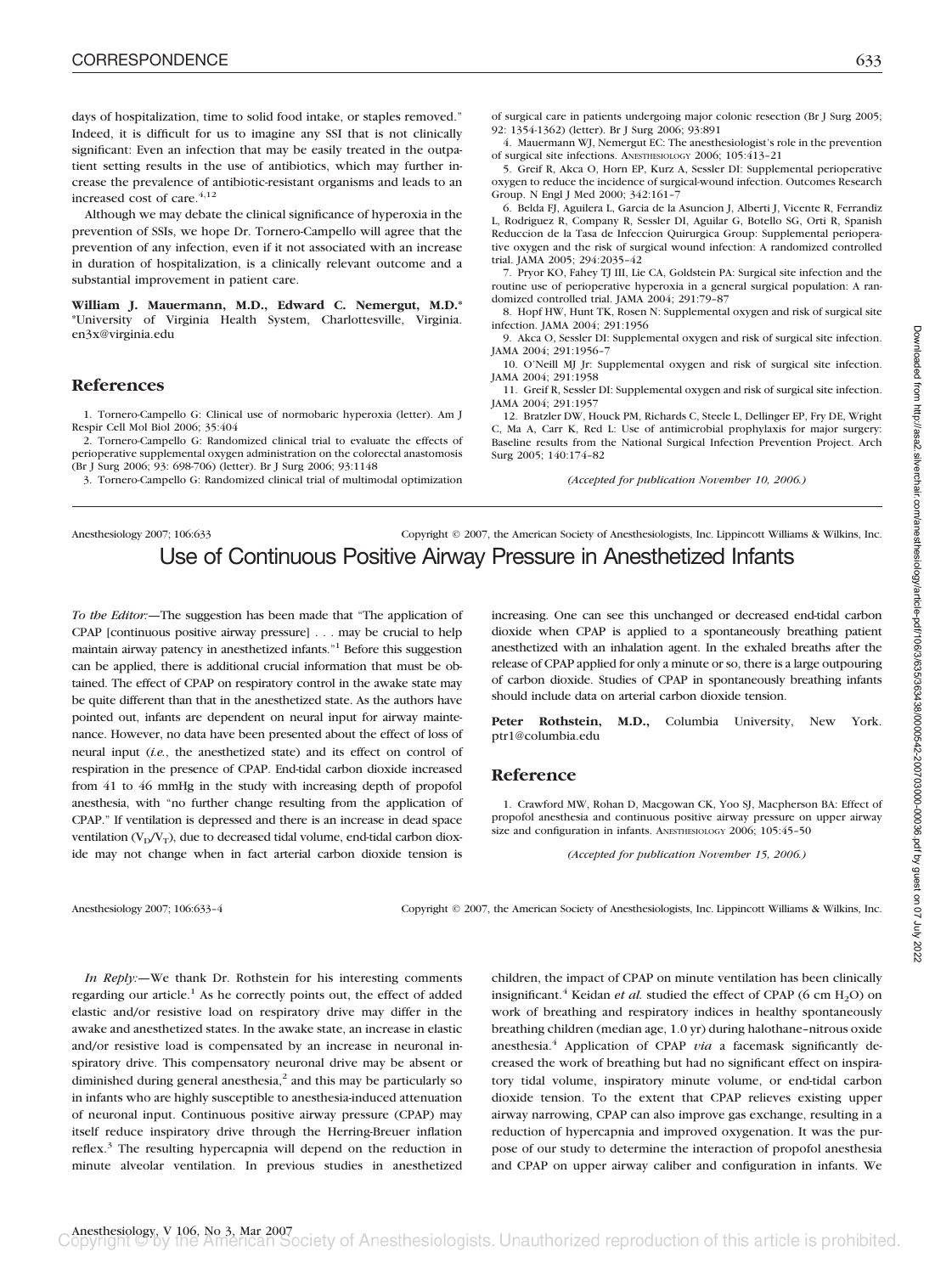days of hospitalization, time to solid food intake, or staples removed." Indeed, it is difficult for us to imagine any SSI that is not clinically significant: Even an infection that may be easily treated in the outpatient setting results in the use of antibiotics, which may further increase the prevalence of antibiotic-resistant organisms and leads to an increased cost of care.[4,12]

Although we may debate the clinical significance of hyperoxia in the prevention of SSIs, we hope Dr. Tornero-Campello will agree that the prevention of any infection, even if it not associated with an increase in duration of hospitalization, is a clinically relevant outcome and a substantial improvement in patient care.

**William J. Mauermann, M.D., Edward C. Nemergut, M.D.*** *University of Virginia Health System, Charlottesville, Virginia. en3x@virginia.edu

## References

1. Tornero-Campello G: Clinical use of normobaric hyperoxia (letter). Am J Respir Cell Mol Biol 2006; 35:404
2. Tornero-Campello G: Randomized clinical trial to evaluate the effects of perioperative supplemental oxygen administration on the colorectal anastomosis (Br J Surg 2006; 93: 698-706) (letter). Br J Surg 2006; 93:1148
3. Tornero-Campello G: Randomized clinical trial of multimodal optimization of surgical care in patients undergoing major colonic resection (Br J Surg 2005; 92: 1354-1362) (letter). Br J Surg 2006; 93:891
4. Mauermann WJ, Nemergut EC: The anesthesiologist's role in the prevention of surgical site infections. Anesthesiology 2006; 105:413-21
5. Greif R, Akca O, Horn EP, Kurz A, Sessler DI: Supplemental perioperative oxygen to reduce the incidence of surgical-wound infection. Outcomes Research Group. N Engl J Med 2000; 342:161-7
6. Belda FJ, Aguilera L, Garcia de la Asuncion J, Alberti J, Vicente R, Ferrandiz L, Rodriguez R, Company R, Sessler DI, Aguilar G, Botello SG, Orti R, Spanish Reduccion de la Tasa de Infeccion Quirurgica Group: Supplemental perioperative oxygen and the risk of surgical wound infection: A randomized controlled trial. JAMA 2005; 294:2035-42
7. Pryor KO, Fahey TJ III, Lie CA, Goldstein PA: Surgical site infection and the routine use of perioperative hyperoxia in a general surgical population: A randomized controlled trial. JAMA 2004; 291:79-87
8. Hopf HW, Hunt TK, Rosen N: Supplemental oxygen and risk of surgical site infection. JAMA 2004; 291:1956
9. Akca O, Sessler DI: Supplemental oxygen and risk of surgical site infection. JAMA 2004; 291:1956-7
10. O'Neill MJ Jr: Supplemental oxygen and risk of surgical site infection. JAMA 2004; 291:1958
11. Greif R, Sessler DI: Supplemental oxygen and risk of surgical site infection. JAMA 2004; 291:1957
12. Bratzler DW, Houck PM, Richards C, Steele L, Dellinger EP, Fry DE, Wright C, Ma A, Carr K, Red L: Use of antimicrobial prophylaxis for major surgery: Baseline results from the National Surgical Infection Prevention Project. Arch Surg 2005; 140:174-82

*(Accepted for publication November 10, 2006.)*

# Use of Continuous Positive Airway Pressure in Anesthetized Infants

*To the Editor:*—The suggestion has been made that "The application of CPAP [continuous positive airway pressure] . . . may be crucial to help maintain airway patency in anesthetized infants."[1] Before this suggestion can be applied, there is additional crucial information that must be obtained. The effect of CPAP on respiratory control in the awake state may be quite different than that in the anesthetized state. As the authors have pointed out, infants are dependent on neural input for airway maintenance. However, no data have been presented about the effect of loss of neural input (*i.e.*, the anesthetized state) and its effect on control of respiration in the presence of CPAP. End-tidal carbon dioxide increased from 41 to 46 mmHg in the study with increasing depth of propofol anesthesia, with "no further change resulting from the application of CPAP." If ventilation is depressed and there is an increase in dead space ventilation ($V_D/V_T$), due to decreased tidal volume, end-tidal carbon dioxide may not change when in fact arterial carbon dioxide tension is increasing. One can see this unchanged or decreased end-tidal carbon dioxide when CPAP is applied to a spontaneously breathing patient anesthetized with an inhalation agent. In the exhaled breaths after the release of CPAP applied for only a minute or so, there is a large outpouring of carbon dioxide. Studies of CPAP in spontaneously breathing infants should include data on arterial carbon dioxide tension.

**Peter Rothstein, M.D.,** Columbia University, New York. ptr1@columbia.edu

## Reference

1. Crawford MW, Rohan D, Macgowan CK, Yoo SJ, Macpherson BA: Effect of propofol anesthesia and continuous positive airway pressure on upper airway size and configuration in infants. Anesthesiology 2006; 105:45-50

*(Accepted for publication November 15, 2006.)*

*In Reply:*—We thank Dr. Rothstein for his interesting comments regarding our article.[1] As he correctly points out, the effect of added elastic and/or resistive load on respiratory drive may differ in the awake and anesthetized states. In the awake state, an increase in elastic and/or resistive load is compensated by an increase in neuronal inspiratory drive. This compensatory neuronal drive may be absent or diminished during general anesthesia,[2] and this may be particularly so in infants who are highly susceptible to anesthesia-induced attenuation of neuronal input. Continuous positive airway pressure (CPAP) may itself reduce inspiratory drive through the Herring-Breuer inflation reflex.[3] The resulting hypercapnia will depend on the reduction in minute alveolar ventilation. In previous studies in anesthetized children, the impact of CPAP on minute ventilation has been clinically insignificant.[4] Keidan *et al.* studied the effect of CPAP (6 cm $H_2O$) on work of breathing and respiratory indices in healthy spontaneously breathing children (median age, 1.0 yr) during halothane–nitrous oxide anesthesia.[4] Application of CPAP *via* a facemask significantly decreased the work of breathing but had no significant effect on inspiratory tidal volume, inspiratory minute volume, or end-tidal carbon dioxide tension. To the extent that CPAP relieves existing upper airway narrowing, CPAP can also improve gas exchange, resulting in a reduction of hypercapnia and improved oxygenation. It was the purpose of our study to determine the interaction of propofol anesthesia and CPAP on upper airway caliber and configuration in infants. We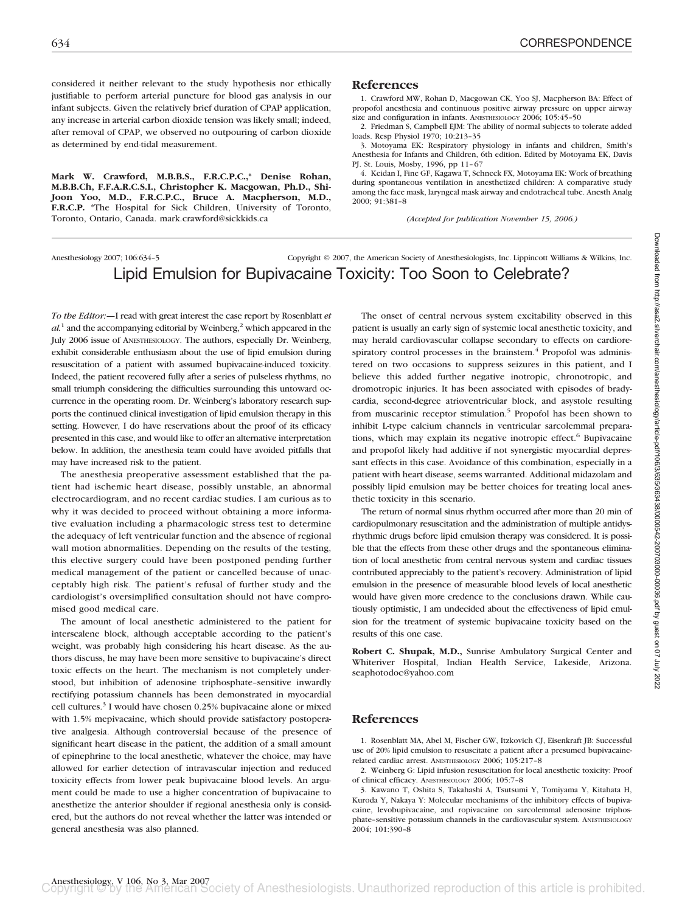considered it neither relevant to the study hypothesis nor ethically justifiable to perform arterial puncture for blood gas analysis in our infant subjects. Given the relatively brief duration of CPAP application, any increase in arterial carbon dioxide tension was likely small; indeed, after removal of CPAP, we observed no outpouring of carbon dioxide as determined by end-tidal measurement.

**Mark W. Crawford, M.B.B.S., F.R.C.P.C.,*** **Denise Rohan, M.B.B.Ch, F.F.A.R.C.S.I., Christopher K. Macgowan, Ph.D., Shi-Joon Yoo, M.D., F.R.C.P.C., Bruce A. Macpherson, M.D., F.R.C.P.** *The Hospital for Sick Children, University of Toronto, Toronto, Ontario, Canada. mark.crawford@sickkids.ca

## References

1. Crawford MW, Rohan D, Macgowan CK, Yoo SJ, Macpherson BA: Effect of propofol anesthesia and continuous positive airway pressure on upper airway size and configuration in infants. ANESTHESIOLOGY 2006; 105:45–50
2. Friedman S, Campbell EJM: The ability of normal subjects to tolerate added loads. Resp Physiol 1970; 10:213–35
3. Motoyama EK: Respiratory physiology in infants and children, Smith's Anesthesia for Infants and Children, 6th edition. Edited by Motoyama EK, Davis PJ. St. Louis, Mosby, 1996, pp 11–67
4. Keidan I, Fine GF, Kagawa T, Schneck FX, Motoyama EK: Work of breathing during spontaneous ventilation in anesthetized children: A comparative study among the face mask, laryngeal mask airway and endotracheal tube. Anesth Analg 2000; 91:381–8

*(Accepted for publication November 15, 2006.)*

Anesthesiology 2007; 106:634–5 Copyright © 2007, the American Society of Anesthesiologists, Inc. Lippincott Williams & Wilkins, Inc.

# Lipid Emulsion for Bupivacaine Toxicity: Too Soon to Celebrate?

*To the Editor:*—I read with great interest the case report by Rosenblatt *et al.*[1] and the accompanying editorial by Weinberg,[2] which appeared in the July 2006 issue of ANESTHESIOLOGY. The authors, especially Dr. Weinberg, exhibit considerable enthusiasm about the use of lipid emulsion during resuscitation of a patient with assumed bupivacaine-induced toxicity. Indeed, the patient recovered fully after a series of pulseless rhythms, no small triumph considering the difficulties surrounding this untoward occurrence in the operating room. Dr. Weinberg's laboratory research supports the continued clinical investigation of lipid emulsion therapy in this setting. However, I do have reservations about the proof of its efficacy presented in this case, and would like to offer an alternative interpretation below. In addition, the anesthesia team could have avoided pitfalls that may have increased risk to the patient.

The anesthesia preoperative assessment established that the patient had ischemic heart disease, possibly unstable, an abnormal electrocardiogram, and no recent cardiac studies. I am curious as to why it was decided to proceed without obtaining a more informative evaluation including a pharmacologic stress test to determine the adequacy of left ventricular function and the absence of regional wall motion abnormalities. Depending on the results of the testing, this elective surgery could have been postponed pending further medical management of the patient or cancelled because of unacceptably high risk. The patient's refusal of further study and the cardiologist's oversimplified consultation should not have compromised good medical care.

The amount of local anesthetic administered to the patient for interscalene block, although acceptable according to the patient's weight, was probably high considering his heart disease. As the authors discuss, he may have been more sensitive to bupivacaine's direct toxic effects on the heart. The mechanism is not completely understood, but inhibition of adenosine triphosphate–sensitive inwardly rectifying potassium channels has been demonstrated in myocardial cell cultures.[3] I would have chosen 0.25% bupivacaine alone or mixed with 1.5% mepivacaine, which should provide satisfactory postoperative analgesia. Although controversial because of the presence of significant heart disease in the patient, the addition of a small amount of epinephrine to the local anesthetic, whatever the choice, may have allowed for earlier detection of intravascular injection and reduced toxicity effects from lower peak bupivacaine blood levels. An argument could be made to use a higher concentration of bupivacaine to anesthetize the anterior shoulder if regional anesthesia only is considered, but the authors do not reveal whether the latter was intended or general anesthesia was also planned.

The onset of central nervous system excitability observed in this patient is usually an early sign of systemic local anesthetic toxicity, and may herald cardiovascular collapse secondary to effects on cardiorespiratory control processes in the brainstem.[4] Propofol was administered on two occasions to suppress seizures in this patient, and I believe this added further negative inotropic, chronotropic, and dromotropic injuries. It has been associated with episodes of bradycardia, second-degree atrioventricular block, and asystole resulting from muscarinic receptor stimulation.[5] Propofol has been shown to inhibit L-type calcium channels in ventricular sarcolemmal preparations, which may explain its negative inotropic effect.[6] Bupivacaine and propofol likely had additive if not synergistic myocardial depressant effects in this case. Avoidance of this combination, especially in a patient with heart disease, seems warranted. Additional midazolam and possibly lipid emulsion may be better choices for treating local anesthetic toxicity in this scenario.

The return of normal sinus rhythm occurred after more than 20 min of cardiopulmonary resuscitation and the administration of multiple antidysrhythmic drugs before lipid emulsion therapy was considered. It is possible that the effects from these other drugs and the spontaneous elimination of local anesthetic from central nervous system and cardiac tissues contributed appreciably to the patient's recovery. Administration of lipid emulsion in the presence of measurable blood levels of local anesthetic would have given more credence to the conclusions drawn. While cautiously optimistic, I am undecided about the effectiveness of lipid emulsion for the treatment of systemic bupivacaine toxicity based on the results of this one case.

**Robert C. Shupak, M.D.,** Sunrise Ambulatory Surgical Center and Whiteriver Hospital, Indian Health Service, Lakeside, Arizona. seaphotodoc@yahoo.com

## References

1. Rosenblatt MA, Abel M, Fischer GW, Itzkovich CJ, Eisenkraft JB: Successful use of 20% lipid emulsion to resuscitate a patient after a presumed bupivacaine-related cardiac arrest. ANESTHESIOLOGY 2006; 105:217–8
2. Weinberg G: Lipid infusion resuscitation for local anesthetic toxicity: Proof of clinical efficacy. ANESTHESIOLOGY 2006; 105:7–8
3. Kawano T, Oshita S, Takahashi A, Tsutsumi Y, Tomiyama Y, Kitahata H, Kuroda Y, Nakaya Y: Molecular mechanisms of the inhibitory effects of bupivacaine, levobupivacaine, and ropivacaine on sarcolemmal adenosine triphosphate–sensitive potassium channels in the cardiovascular system. ANESTHESIOLOGY 2004; 101:390–8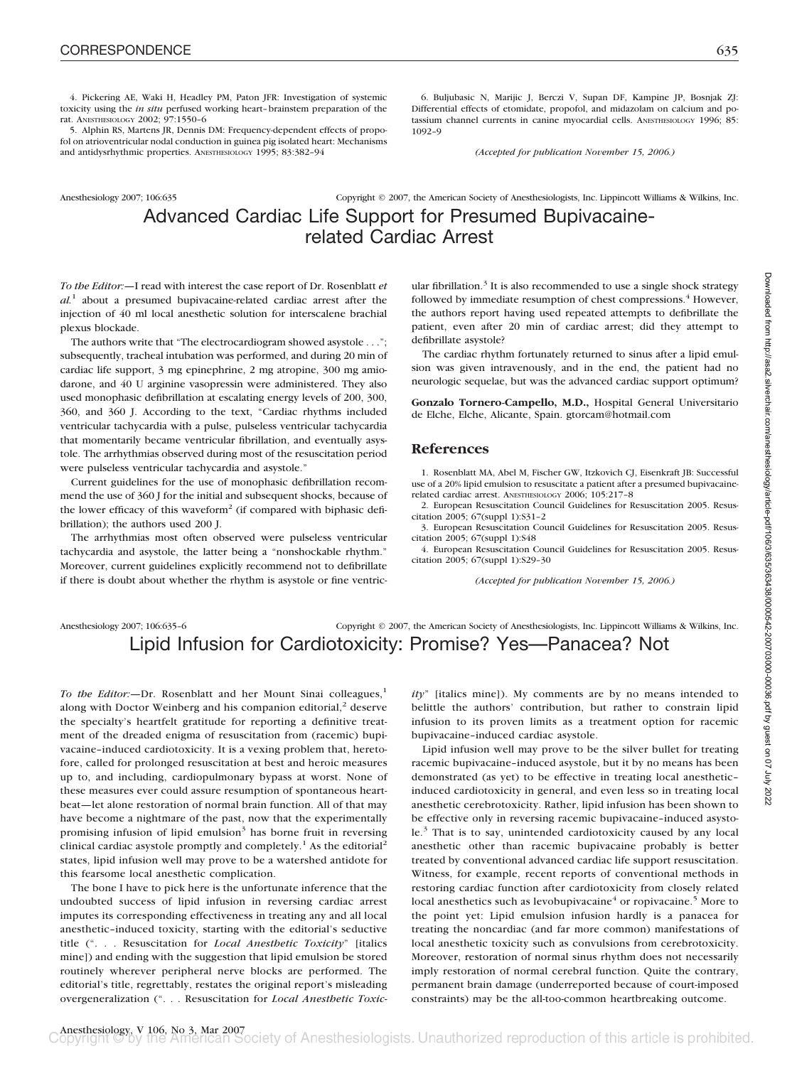4. Pickering AE, Waki H, Headley PM, Paton JFR: Investigation of systemic toxicity using the *in situ* perfused working heart–brainstem preparation of the rat. ANESTHESIOLOGY 2002; 97:1550–6

5. Alphin RS, Martens JR, Dennis DM: Frequency-dependent effects of propofol on atrioventricular nodal conduction in guinea pig isolated heart: Mechanisms and antidysrhythmic properties. ANESTHESIOLOGY 1995; 83:382–94

6. Buljubasic N, Marijic J, Berczi V, Supan DF, Kampine JP, Bosnjak ZJ: Differential effects of etomidate, propofol, and midazolam on calcium and potassium channel currents in canine myocardial cells. ANESTHESIOLOGY 1996; 85: 1092–9

*(Accepted for publication November 15, 2006.)*

Anesthesiology 2007; 106:635 Copyright © 2007, the American Society of Anesthesiologists, Inc. Lippincott Williams & Wilkins, Inc.

# Advanced Cardiac Life Support for Presumed Bupivacaine-related Cardiac Arrest

*To the Editor:*—I read with interest the case report of Dr. Rosenblatt *et al.*[1] about a presumed bupivacaine-related cardiac arrest after the injection of 40 ml local anesthetic solution for interscalene brachial plexus blockade.

The authors write that "The electrocardiogram showed asystole . . ."; subsequently, tracheal intubation was performed, and during 20 min of cardiac life support, 3 mg epinephrine, 2 mg atropine, 300 mg amiodarone, and 40 U arginine vasopressin were administered. They also used monophasic defibrillation at escalating energy levels of 200, 300, 360, and 360 J. According to the text, "Cardiac rhythms included ventricular tachycardia with a pulse, pulseless ventricular tachycardia that momentarily became ventricular fibrillation, and eventually asystole. The arrhythmias observed during most of the resuscitation period were pulseless ventricular tachycardia and asystole."

Current guidelines for the use of monophasic defibrillation recommend the use of 360 J for the initial and subsequent shocks, because of the lower efficacy of this waveform[2] (if compared with biphasic defibrillation); the authors used 200 J.

The arrhythmias most often observed were pulseless ventricular tachycardia and asystole, the latter being a "nonshockable rhythm." Moreover, current guidelines explicitly recommend not to defibrillate if there is doubt about whether the rhythm is asystole or fine ventricular fibrillation.[3] It is also recommended to use a single shock strategy followed by immediate resumption of chest compressions.[4] However, the authors report having used repeated attempts to defibrillate the patient, even after 20 min of cardiac arrest; did they attempt to defibrillate asystole?

The cardiac rhythm fortunately returned to sinus after a lipid emulsion was given intravenously, and in the end, the patient had no neurologic sequelae, but was the advanced cardiac support optimum?

**Gonzalo Tornero-Campello, M.D.,** Hospital General Universitario de Elche, Elche, Alicante, Spain. gtorcam@hotmail.com

## References

1. Rosenblatt MA, Abel M, Fischer GW, Itzkovich CJ, Eisenkraft JB: Successful use of a 20% lipid emulsion to resuscitate a patient after a presumed bupivacaine-related cardiac arrest. ANESTHESIOLOGY 2006; 105:217–8

2. European Resuscitation Council Guidelines for Resuscitation 2005. Resuscitation 2005; 67(suppl 1):S31–2

3. European Resuscitation Council Guidelines for Resuscitation 2005. Resuscitation 2005; 67(suppl 1):S48

4. European Resuscitation Council Guidelines for Resuscitation 2005. Resuscitation 2005; 67(suppl 1):S29–30

*(Accepted for publication November 15, 2006.)*

Anesthesiology 2007; 106:635–6 Copyright © 2007, the American Society of Anesthesiologists, Inc. Lippincott Williams & Wilkins, Inc.

# Lipid Infusion for Cardiotoxicity: Promise? Yes—Panacea? Not

*To the Editor:*—Dr. Rosenblatt and her Mount Sinai colleagues,[1] along with Doctor Weinberg and his companion editorial,[2] deserve the specialty's heartfelt gratitude for reporting a definitive treatment of the dreaded enigma of resuscitation from (racemic) bupivacaine–induced cardiotoxicity. It is a vexing problem that, heretofore, called for prolonged resuscitation at best and heroic measures up to, and including, cardiopulmonary bypass at worst. None of these measures ever could assure resumption of spontaneous heartbeat—let alone restoration of normal brain function. All of that may have become a nightmare of the past, now that the experimentally promising infusion of lipid emulsion[3] has borne fruit in reversing clinical cardiac asystole promptly and completely.[1] As the editorial[2] states, lipid infusion well may prove to be a watershed antidote for this fearsome local anesthetic complication.

The bone I have to pick here is the unfortunate inference that the undoubted success of lipid infusion in reversing cardiac arrest imputes its corresponding effectiveness in treating any and all local anesthetic–induced toxicity, starting with the editorial's seductive title (". . . Resuscitation for *Local Anesthetic Toxicity*" [italics mine]) and ending with the suggestion that lipid emulsion be stored routinely wherever peripheral nerve blocks are performed. The editorial's title, regrettably, restates the original report's misleading overgeneralization (". . . Resuscitation for *Local Anesthetic Toxicity*" [italics mine]). My comments are by no means intended to belittle the authors' contribution, but rather to constrain lipid infusion to its proven limits as a treatment option for racemic bupivacaine–induced cardiac asystole.

Lipid infusion well may prove to be the silver bullet for treating racemic bupivacaine–induced asystole, but it by no means has been demonstrated (as yet) to be effective in treating local anesthetic–induced cardiotoxicity in general, and even less so in treating local anesthetic cerebrotoxicity. Rather, lipid infusion has been shown to be effective only in reversing racemic bupivacaine–induced asystole.[3] That is to say, unintended cardiotoxicity caused by any local anesthetic other than racemic bupivacaine probably is better treated by conventional advanced cardiac life support resuscitation. Witness, for example, recent reports of conventional methods in restoring cardiac function after cardiotoxicity from closely related local anesthetics such as levobupivacaine[4] or ropivacaine.[5] More to the point yet: Lipid emulsion infusion hardly is a panacea for treating the noncardiac (and far more common) manifestations of local anesthetic toxicity such as convulsions from cerebrotoxicity. Moreover, restoration of normal sinus rhythm does not necessarily imply restoration of normal cerebral function. Quite the contrary, permanent brain damage (underreported because of court-imposed constraints) may be the all-too-common heartbreaking outcome.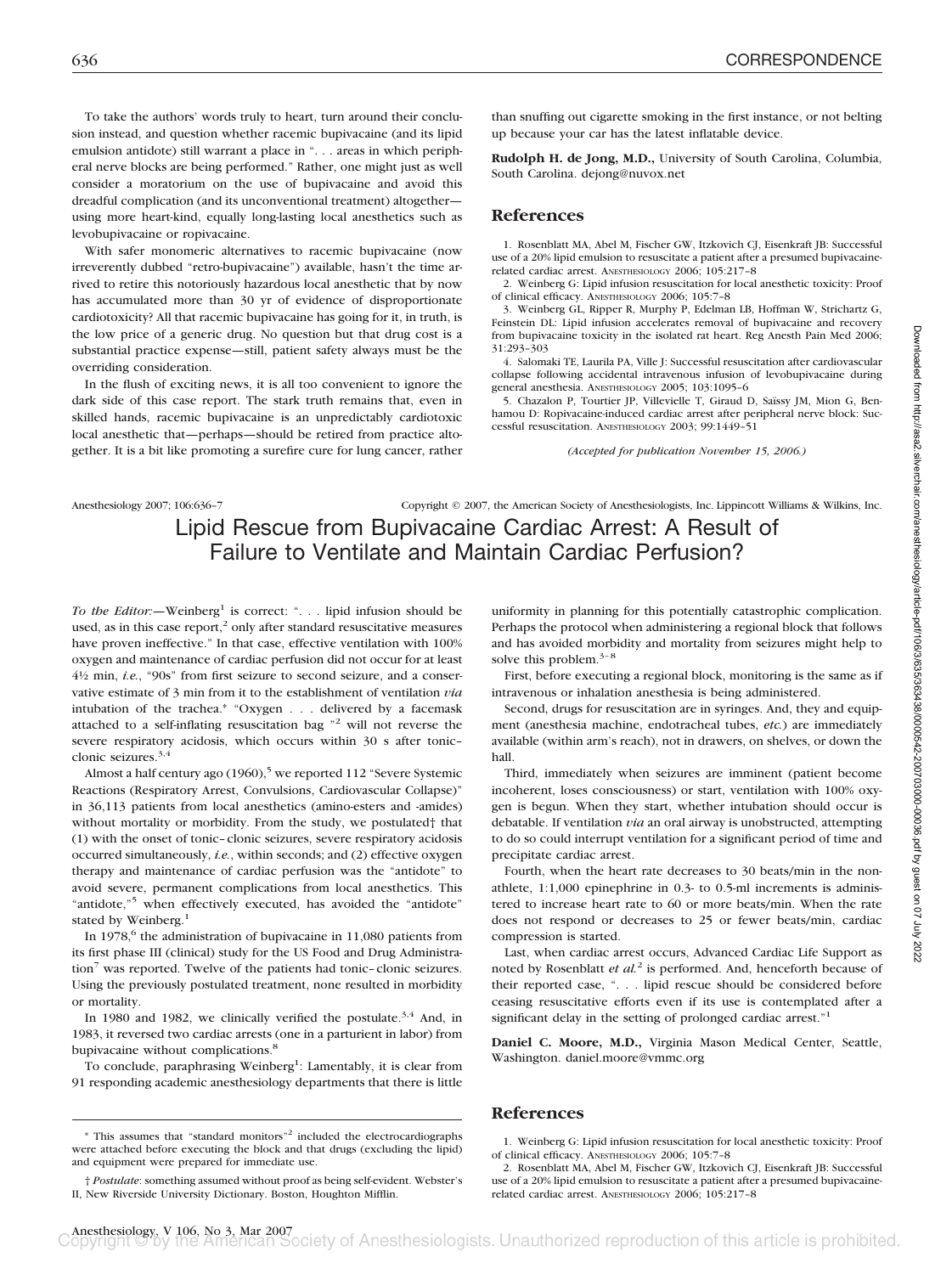To take the authors' words truly to heart, turn around their conclusion instead, and question whether racemic bupivacaine (and its lipid emulsion antidote) still warrant a place in ". . . areas in which peripheral nerve blocks are being performed." Rather, one might just as well consider a moratorium on the use of bupivacaine and avoid this dreadful complication (and its unconventional treatment) altogether—using more heart-kind, equally long-lasting local anesthetics such as levobupivacaine or ropivacaine.

With safer monomeric alternatives to racemic bupivacaine (now irreverently dubbed "retro-bupivacaine") available, hasn't the time arrived to retire this notoriously hazardous local anesthetic that by now has accumulated more than 30 yr of evidence of disproportionate cardiotoxicity? All that racemic bupivacaine has going for it, in truth, is the low price of a generic drug. No question but that drug cost is a substantial practice expense—still, patient safety always must be the overriding consideration.

In the flush of exciting news, it is all too convenient to ignore the dark side of this case report. The stark truth remains that, even in skilled hands, racemic bupivacaine is an unpredictably cardiotoxic local anesthetic that—perhaps—should be retired from practice altogether. It is a bit like promoting a surefire cure for lung cancer, rather than snuffing out cigarette smoking in the first instance, or not belting up because your car has the latest inflatable device.

**Rudolph H. de Jong, M.D.,** University of South Carolina, Columbia, South Carolina. dejong@nuvox.net

## References

1. Rosenblatt MA, Abel M, Fischer GW, Itzkovich CJ, Eisenkraft JB: Successful use of a 20% lipid emulsion to resuscitate a patient after a presumed bupivacaine-related cardiac arrest. Anesthesiology 2006; 105:217–8
2. Weinberg G: Lipid infusion resuscitation for local anesthetic toxicity: Proof of clinical efficacy. Anesthesiology 2006; 105:7–8
3. Weinberg GL, Ripper R, Murphy P, Edelman LB, Hoffman W, Strichartz G, Feinstein DL: Lipid infusion accelerates removal of bupivacaine and recovery from bupivacaine toxicity in the isolated rat heart. Reg Anesth Pain Med 2006; 31:293–303
4. Salomaki TE, Laurila PA, Ville J: Successful resuscitation after cardiovascular collapse following accidental intravenous infusion of levobupivacaine during general anesthesia. Anesthesiology 2005; 103:1095–6
5. Chazalon P, Tourtier JP, Villevielle T, Giraud D, Saïssy JM, Mion G, Benhamou D: Ropivacaine-induced cardiac arrest after peripheral nerve block: Successful resuscitation. Anesthesiology 2003; 99:1449–51

*(Accepted for publication November 15, 2006.)*

# Lipid Rescue from Bupivacaine Cardiac Arrest: A Result of Failure to Ventilate and Maintain Cardiac Perfusion?

*To the Editor:*—Weinberg[1] is correct: ". . . lipid infusion should be used, as in this case report,[2] only after standard resuscitative measures have proven ineffective." In that case, effective ventilation with 100% oxygen and maintenance of cardiac perfusion did not occur for at least 4½ min, *i.e.*, "90s" from first seizure to second seizure, and a conservative estimate of 3 min from it to the establishment of ventilation *via* intubation of the trachea.* "Oxygen . . . delivered by a facemask attached to a self-inflating resuscitation bag "[2] will not reverse the severe respiratory acidosis, which occurs within 30 s after tonic–clonic seizures.[3,4]

Almost a half century ago (1960),[5] we reported 112 "Severe Systemic Reactions (Respiratory Arrest, Convulsions, Cardiovascular Collapse)" in 36,113 patients from local anesthetics (amino-esters and -amides) without mortality or morbidity. From the study, we postulated† that (1) with the onset of tonic–clonic seizures, severe respiratory acidosis occurred simultaneously, *i.e.*, within seconds; and (2) effective oxygen therapy and maintenance of cardiac perfusion was the "antidote" to avoid severe, permanent complications from local anesthetics. This "antidote,"[5] when effectively executed, has avoided the "antidote" stated by Weinberg.[1]

In 1978,[6] the administration of bupivacaine in 11,080 patients from its first phase III (clinical) study for the US Food and Drug Administration[7] was reported. Twelve of the patients had tonic–clonic seizures. Using the previously postulated treatment, none resulted in morbidity or mortality.

In 1980 and 1982, we clinically verified the postulate.[3,4] And, in 1983, it reversed two cardiac arrests (one in a parturient in labor) from bupivacaine without complications.[8]

To conclude, paraphrasing Weinberg[1]: Lamentably, it is clear from 91 responding academic anesthesiology departments that there is little uniformity in planning for this potentially catastrophic complication. Perhaps the protocol when administering a regional block that follows and has avoided morbidity and mortality from seizures might help to solve this problem.[3–8]

First, before executing a regional block, monitoring is the same as if intravenous or inhalation anesthesia is being administered.

Second, drugs for resuscitation are in syringes. And, they and equipment (anesthesia machine, endotracheal tubes, *etc.*) are immediately available (within arm's reach), not in drawers, on shelves, or down the hall.

Third, immediately when seizures are imminent (patient become incoherent, loses consciousness) or start, ventilation with 100% oxygen is begun. When they start, whether intubation should occur is debatable. If ventilation *via* an oral airway is unobstructed, attempting to do so could interrupt ventilation for a significant period of time and precipitate cardiac arrest.

Fourth, when the heart rate decreases to 30 beats/min in the nonathlete, 1:1,000 epinephrine in 0.3- to 0.5-ml increments is administered to increase heart rate to 60 or more beats/min. When the rate does not respond or decreases to 25 or fewer beats/min, cardiac compression is started.

Last, when cardiac arrest occurs, Advanced Cardiac Life Support as noted by Rosenblatt *et al.*[2] is performed. And, henceforth because of their reported case, ". . . lipid rescue should be considered before ceasing resuscitative efforts even if its use is contemplated after a significant delay in the setting of prolonged cardiac arrest."[1]

**Daniel C. Moore, M.D.,** Virginia Mason Medical Center, Seattle, Washington. daniel.moore@vmmc.org

\* This assumes that "standard monitors"[2] included the electrocardiographs were attached before executing the block and that drugs (excluding the lipid) and equipment were prepared for immediate use.

† *Postulate*: something assumed without proof as being self-evident. Webster's II, New Riverside University Dictionary. Boston, Houghton Mifflin.

## References

1. Weinberg G: Lipid infusion resuscitation for local anesthetic toxicity: Proof of clinical efficacy. Anesthesiology 2006; 105:7–8
2. Rosenblatt MA, Abel M, Fischer GW, Itzkovich CJ, Eisenkraft JB: Successful use of a 20% lipid emulsion to resuscitate a patient after a presumed bupivacaine-related cardiac arrest. Anesthesiology 2006; 105:217–8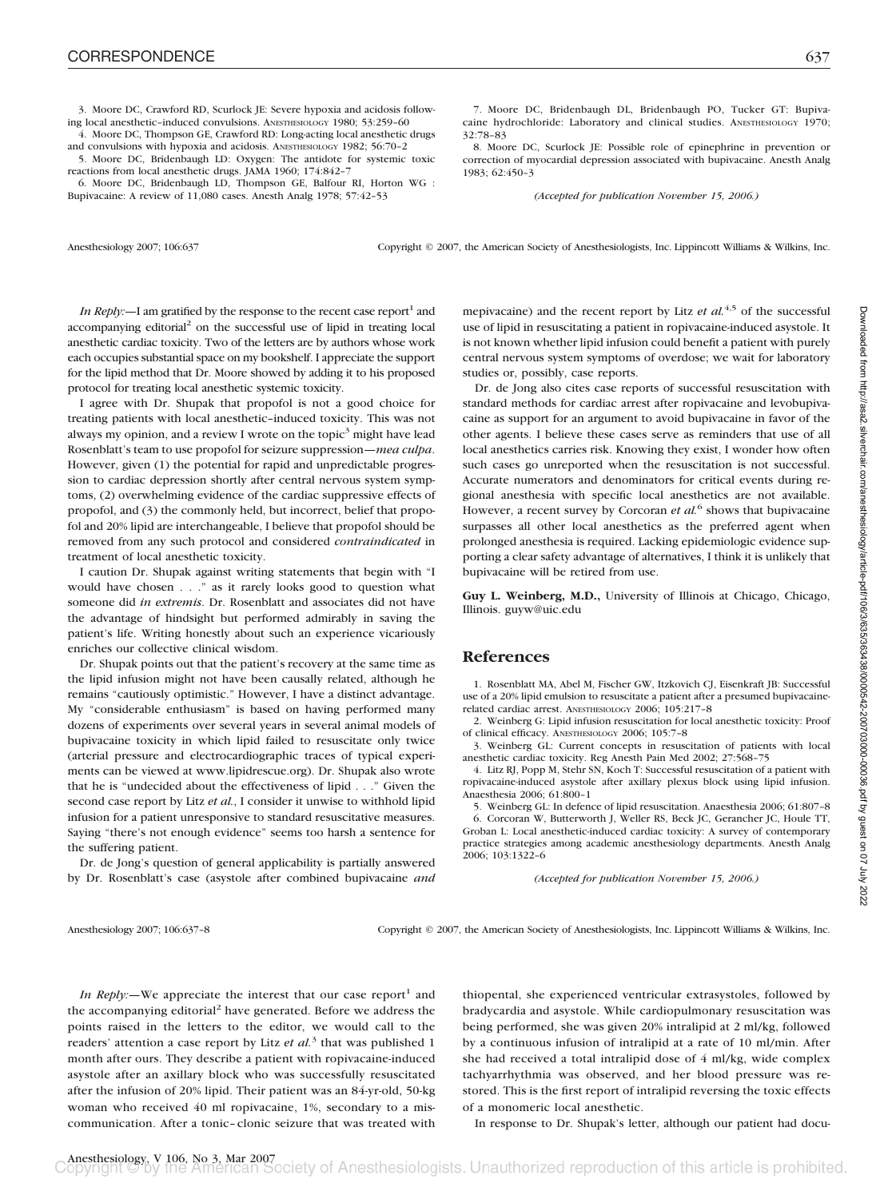3. Moore DC, Crawford RD, Scurlock JE: Severe hypoxia and acidosis following local anesthetic–induced convulsions. ANESTHESIOLOGY 1980; 53:259–60

4. Moore DC, Thompson GE, Crawford RD: Long-acting local anesthetic drugs and convulsions with hypoxia and acidosis. ANESTHESIOLOGY 1982; 56:70–2

5. Moore DC, Bridenbaugh LD: Oxygen: The antidote for systemic toxic reactions from local anesthetic drugs. JAMA 1960; 174:842–7

6. Moore DC, Bridenbaugh LD, Thompson GE, Balfour RI, Horton WG : Bupivacaine: A review of 11,080 cases. Anesth Analg 1978; 57:42–53

7. Moore DC, Bridenbaugh DL, Bridenbaugh PO, Tucker GT: Bupivacaine hydrochloride: Laboratory and clinical studies. ANESTHESIOLOGY 1970; 32:78–83

8. Moore DC, Scurlock JE: Possible role of epinephrine in prevention or correction of myocardial depression associated with bupivacaine. Anesth Analg 1983; 62:450–3

*(Accepted for publication November 15, 2006.)*

Anesthesiology 2007; 106:637 Copyright © 2007, the American Society of Anesthesiologists, Inc. Lippincott Williams & Wilkins, Inc.

*In Reply:*—I am gratified by the response to the recent case report[1] and accompanying editorial[2] on the successful use of lipid in treating local anesthetic cardiac toxicity. Two of the letters are by authors whose work each occupies substantial space on my bookshelf. I appreciate the support for the lipid method that Dr. Moore showed by adding it to his proposed protocol for treating local anesthetic systemic toxicity.

I agree with Dr. Shupak that propofol is not a good choice for treating patients with local anesthetic–induced toxicity. This was not always my opinion, and a review I wrote on the topic[3] might have lead Rosenblatt's team to use propofol for seizure suppression—*mea culpa*. However, given (1) the potential for rapid and unpredictable progression to cardiac depression shortly after central nervous system symptoms, (2) overwhelming evidence of the cardiac suppressive effects of propofol, and (3) the commonly held, but incorrect, belief that propofol and 20% lipid are interchangeable, I believe that propofol should be removed from any such protocol and considered *contraindicated* in treatment of local anesthetic toxicity.

I caution Dr. Shupak against writing statements that begin with "I would have chosen . . ." as it rarely looks good to question what someone did *in extremis*. Dr. Rosenblatt and associates did not have the advantage of hindsight but performed admirably in saving the patient's life. Writing honestly about such an experience vicariously enriches our collective clinical wisdom.

Dr. Shupak points out that the patient's recovery at the same time as the lipid infusion might not have been causally related, although he remains "cautiously optimistic." However, I have a distinct advantage. My "considerable enthusiasm" is based on having performed many dozens of experiments over several years in several animal models of bupivacaine toxicity in which lipid failed to resuscitate only twice (arterial pressure and electrocardiographic traces of typical experiments can be viewed at www.lipidrescue.org). Dr. Shupak also wrote that he is "undecided about the effectiveness of lipid . . ." Given the second case report by Litz *et al.*, I consider it unwise to withhold lipid infusion for a patient unresponsive to standard resuscitative measures. Saying "there's not enough evidence" seems too harsh a sentence for the suffering patient.

Dr. de Jong's question of general applicability is partially answered by Dr. Rosenblatt's case (asystole after combined bupivacaine *and* mepivacaine) and the recent report by Litz *et al.*[4,5] of the successful use of lipid in resuscitating a patient in ropivacaine-induced asystole. It is not known whether lipid infusion could benefit a patient with purely central nervous system symptoms of overdose; we wait for laboratory studies or, possibly, case reports.

Dr. de Jong also cites case reports of successful resuscitation with standard methods for cardiac arrest after ropivacaine and levobupivacaine as support for an argument to avoid bupivacaine in favor of the other agents. I believe these cases serve as reminders that use of all local anesthetics carries risk. Knowing they exist, I wonder how often such cases go unreported when the resuscitation is not successful. Accurate numerators and denominators for critical events during regional anesthesia with specific local anesthetics are not available. However, a recent survey by Corcoran *et al.*[6] shows that bupivacaine surpasses all other local anesthetics as the preferred agent when prolonged anesthesia is required. Lacking epidemiologic evidence supporting a clear safety advantage of alternatives, I think it is unlikely that bupivacaine will be retired from use.

**Guy L. Weinberg, M.D.,** University of Illinois at Chicago, Chicago, Illinois. guyw@uic.edu

## References

1. Rosenblatt MA, Abel M, Fischer GW, Itzkovich CJ, Eisenkraft JB: Successful use of a 20% lipid emulsion to resuscitate a patient after a presumed bupivacaine-related cardiac arrest. ANESTHESIOLOGY 2006; 105:217–8

2. Weinberg G: Lipid infusion resuscitation for local anesthetic toxicity: Proof of clinical efficacy. ANESTHESIOLOGY 2006; 105:7–8

3. Weinberg GL: Current concepts in resuscitation of patients with local anesthetic cardiac toxicity. Reg Anesth Pain Med 2002; 27:568–75

4. Litz RJ, Popp M, Stehr SN, Koch T: Successful resuscitation of a patient with ropivacaine-induced asystole after axillary plexus block using lipid infusion. Anaesthesia 2006; 61:800–1

5. Weinberg GL: In defence of lipid resuscitation. Anaesthesia 2006; 61:807–8

6. Corcoran W, Butterworth J, Weller RS, Beck JC, Gerancher JC, Houle TT, Groban L: Local anesthetic-induced cardiac toxicity: A survey of contemporary practice strategies among academic anesthesiology departments. Anesth Analg 2006; 103:1322–6

*(Accepted for publication November 15, 2006.)*

Anesthesiology 2007; 106:637–8 Copyright © 2007, the American Society of Anesthesiologists, Inc. Lippincott Williams & Wilkins, Inc.

*In Reply:*—We appreciate the interest that our case report[1] and the accompanying editorial[2] have generated. Before we address the points raised in the letters to the editor, we would call to the readers' attention a case report by Litz *et al.*[3] that was published 1 month after ours. They describe a patient with ropivacaine-induced asystole after an axillary block who was successfully resuscitated after the infusion of 20% lipid. Their patient was an 84-yr-old, 50-kg woman who received 40 ml ropivacaine, 1%, secondary to a miscommunication. After a tonic–clonic seizure that was treated with thiopental, she experienced ventricular extrasystoles, followed by bradycardia and asystole. While cardiopulmonary resuscitation was being performed, she was given 20% intralipid at 2 ml/kg, followed by a continuous infusion of intralipid at a rate of 10 ml/min. After she had received a total intralipid dose of 4 ml/kg, wide complex tachyarrhythmia was observed, and her blood pressure was restored. This is the first report of intralipid reversing the toxic effects of a monomeric local anesthetic.

In response to Dr. Shupak's letter, although our patient had docu-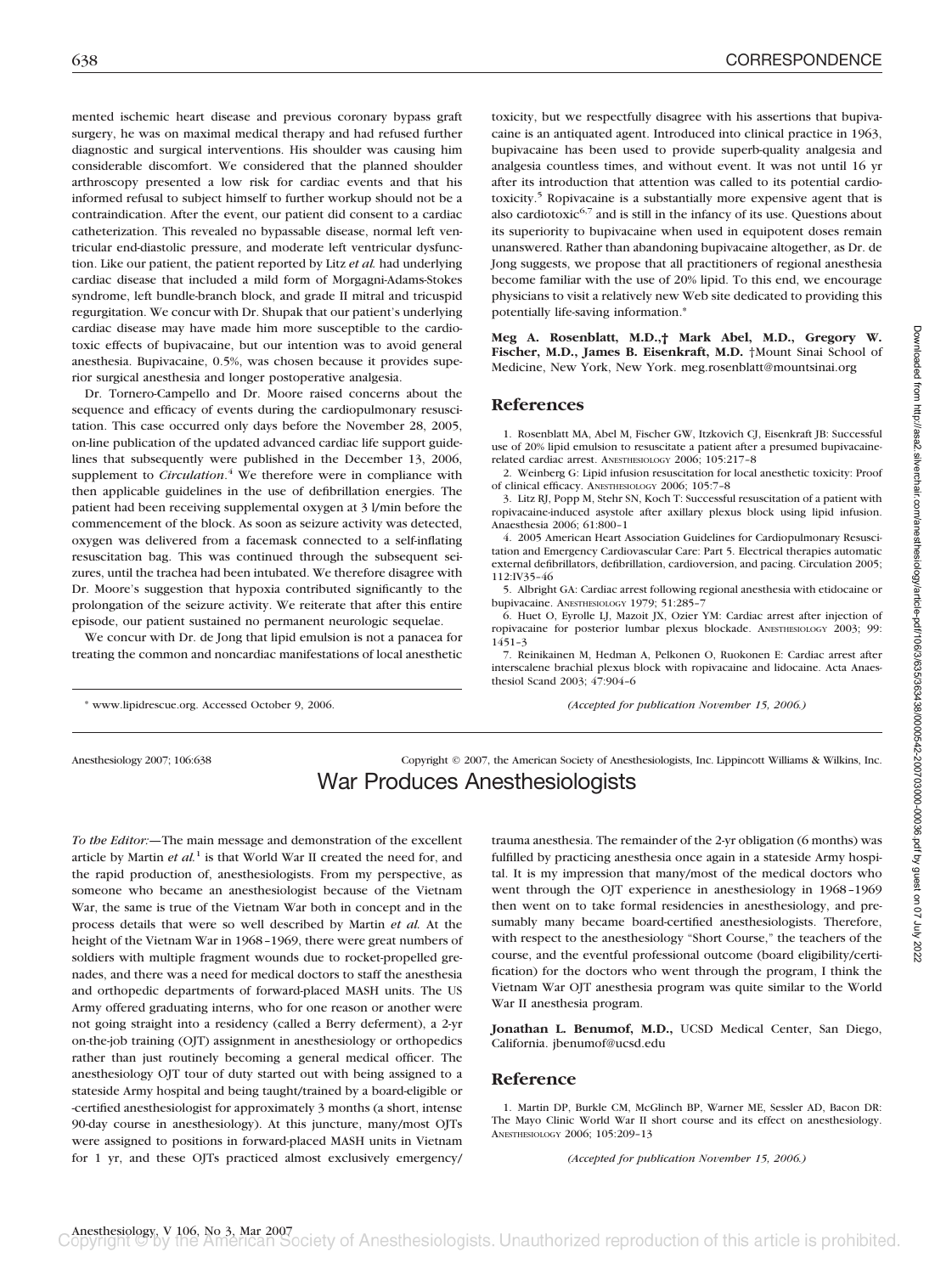mented ischemic heart disease and previous coronary bypass graft surgery, he was on maximal medical therapy and had refused further diagnostic and surgical interventions. His shoulder was causing him considerable discomfort. We considered that the planned shoulder arthroscopy presented a low risk for cardiac events and that his informed refusal to subject himself to further workup should not be a contraindication. After the event, our patient did consent to a cardiac catheterization. This revealed no bypassable disease, normal left ventricular end-diastolic pressure, and moderate left ventricular dysfunction. Like our patient, the patient reported by Litz *et al.* had underlying cardiac disease that included a mild form of Morgagni-Adams-Stokes syndrome, left bundle-branch block, and grade II mitral and tricuspid regurgitation. We concur with Dr. Shupak that our patient's underlying cardiac disease may have made him more susceptible to the cardiotoxic effects of bupivacaine, but our intention was to avoid general anesthesia. Bupivacaine, 0.5%, was chosen because it provides superior surgical anesthesia and longer postoperative analgesia.

Dr. Tornero-Campello and Dr. Moore raised concerns about the sequence and efficacy of events during the cardiopulmonary resuscitation. This case occurred only days before the November 28, 2005, on-line publication of the updated advanced cardiac life support guidelines that subsequently were published in the December 13, 2006, supplement to *Circulation*.[4] We therefore were in compliance with then applicable guidelines in the use of defibrillation energies. The patient had been receiving supplemental oxygen at 3 l/min before the commencement of the block. As soon as seizure activity was detected, oxygen was delivered from a facemask connected to a self-inflating resuscitation bag. This was continued through the subsequent seizures, until the trachea had been intubated. We therefore disagree with Dr. Moore's suggestion that hypoxia contributed significantly to the prolongation of the seizure activity. We reiterate that after this entire episode, our patient sustained no permanent neurologic sequelae.

We concur with Dr. de Jong that lipid emulsion is not a panacea for treating the common and noncardiac manifestations of local anesthetic toxicity, but we respectfully disagree with his assertions that bupivacaine is an antiquated agent. Introduced into clinical practice in 1963, bupivacaine has been used to provide superb-quality analgesia and analgesia countless times, and without event. It was not until 16 yr after its introduction that attention was called to its potential cardiotoxicity.[5] Ropivacaine is a substantially more expensive agent that is also cardiotoxic[6,7] and is still in the infancy of its use. Questions about its superiority to bupivacaine when used in equipotent doses remain unanswered. Rather than abandoning bupivacaine altogether, as Dr. de Jong suggests, we propose that all practitioners of regional anesthesia become familiar with the use of 20% lipid. To this end, we encourage physicians to visit a relatively new Web site dedicated to providing this potentially life-saving information.*

**Meg A. Rosenblatt, M.D.,† Mark Abel, M.D., Gregory W. Fischer, M.D., James B. Eisenkraft, M.D.** †Mount Sinai School of Medicine, New York, New York. meg.rosenblatt@mountsinai.org

## References

1. Rosenblatt MA, Abel M, Fischer GW, Itzkovich CJ, Eisenkraft JB: Successful use of 20% lipid emulsion to resuscitate a patient after a presumed bupivacaine-related cardiac arrest. ANESTHESIOLOGY 2006; 105:217–8
2. Weinberg G: Lipid infusion resuscitation for local anesthetic toxicity: Proof of clinical efficacy. ANESTHESIOLOGY 2006; 105:7–8
3. Litz RJ, Popp M, Stehr SN, Koch T: Successful resuscitation of a patient with ropivacaine-induced asystole after axillary plexus block using lipid infusion. Anaesthesia 2006; 61:800–1
4. 2005 American Heart Association Guidelines for Cardiopulmonary Resuscitation and Emergency Cardiovascular Care: Part 5. Electrical therapies automatic external defibrillators, defibrillation, cardioversion, and pacing. Circulation 2005; 112:IV35–46
5. Albright GA: Cardiac arrest following regional anesthesia with etidocaine or bupivacaine. ANESTHESIOLOGY 1979; 51:285–7
6. Huet O, Eyrolle LJ, Mazoit JX, Ozier YM: Cardiac arrest after injection of ropivacaine for posterior lumbar plexus blockade. ANESTHESIOLOGY 2003; 99: 1451–3
7. Reinikainen M, Hedman A, Pelkonen O, Ruokonen E: Cardiac arrest after interscalene brachial plexus block with ropivacaine and lidocaine. Acta Anaesthesiol Scand 2003; 47:904–6

* www.lipidrescue.org. Accessed October 9, 2006.

*(Accepted for publication November 15, 2006.)*

# War Produces Anesthesiologists

*To the Editor:*—The main message and demonstration of the excellent article by Martin *et al.*[1] is that World War II created the need for, and the rapid production of, anesthesiologists. From my perspective, as someone who became an anesthesiologist because of the Vietnam War, the same is true of the Vietnam War both in concept and in the process details that were so well described by Martin *et al.* At the height of the Vietnam War in 1968–1969, there were great numbers of soldiers with multiple fragment wounds due to rocket-propelled grenades, and there was a need for medical doctors to staff the anesthesia and orthopedic departments of forward-placed MASH units. The US Army offered graduating interns, who for one reason or another were not going straight into a residency (called a Berry deferment), a 2-yr on-the-job training (OJT) assignment in anesthesiology or orthopedics rather than just routinely becoming a general medical officer. The anesthesiology OJT tour of duty started out with being assigned to a stateside Army hospital and being taught/trained by a board-eligible or -certified anesthesiologist for approximately 3 months (a short, intense 90-day course in anesthesiology). At this juncture, many/most OJTs were assigned to positions in forward-placed MASH units in Vietnam for 1 yr, and these OJTs practiced almost exclusively emergency/trauma anesthesia. The remainder of the 2-yr obligation (6 months) was fulfilled by practicing anesthesia once again in a stateside Army hospital. It is my impression that many/most of the medical doctors who went through the OJT experience in anesthesiology in 1968–1969 then went on to take formal residencies in anesthesiology, and presumably many became board-certified anesthesiologists. Therefore, with respect to the anesthesiology "Short Course," the teachers of the course, and the eventful professional outcome (board eligibility/certification) for the doctors who went through the program, I think the Vietnam War OJT anesthesia program was quite similar to the World War II anesthesia program.

**Jonathan L. Benumof, M.D.,** UCSD Medical Center, San Diego, California. jbenumof@ucsd.edu

## Reference

1. Martin DP, Burkle CM, McGlinch BP, Warner ME, Sessler AD, Bacon DR: The Mayo Clinic World War II short course and its effect on anesthesiology. ANESTHESIOLOGY 2006; 105:209–13

*(Accepted for publication November 15, 2006.)*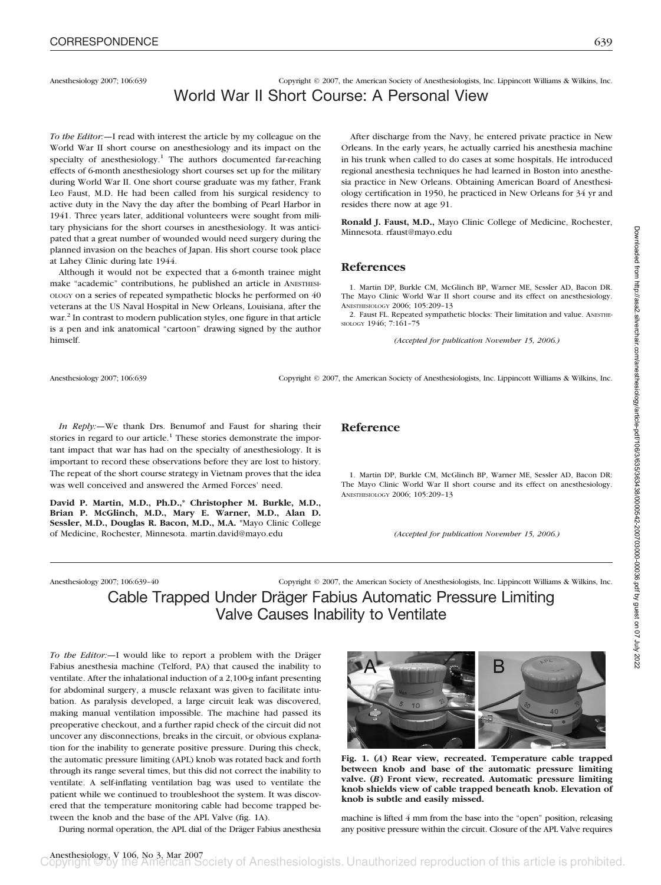Anesthesiology 2007; 106:639 Copyright © 2007, the American Society of Anesthesiologists, Inc. Lippincott Williams & Wilkins, Inc.

# World War II Short Course: A Personal View

*To the Editor:*—I read with interest the article by my colleague on the World War II short course on anesthesiology and its impact on the specialty of anesthesiology.[1] The authors documented far-reaching effects of 6-month anesthesiology short courses set up for the military during World War II. One short course graduate was my father, Frank Leo Faust, M.D. He had been called from his surgical residency to active duty in the Navy the day after the bombing of Pearl Harbor in 1941. Three years later, additional volunteers were sought from military physicians for the short courses in anesthesiology. It was anticipated that a great number of wounded would need surgery during the planned invasion on the beaches of Japan. His short course took place at Lahey Clinic during late 1944.

Although it would not be expected that a 6-month trainee might make "academic" contributions, he published an article in ANESTHESIOLOGY on a series of repeated sympathetic blocks he performed on 40 veterans at the US Naval Hospital in New Orleans, Louisiana, after the war.[2] In contrast to modern publication styles, one figure in that article is a pen and ink anatomical "cartoon" drawing signed by the author himself.

After discharge from the Navy, he entered private practice in New Orleans. In the early years, he actually carried his anesthesia machine in his trunk when called to do cases at some hospitals. He introduced regional anesthesia techniques he had learned in Boston into anesthesia practice in New Orleans. Obtaining American Board of Anesthesiology certification in 1950, he practiced in New Orleans for 34 yr and resides there now at age 91.

**Ronald J. Faust, M.D.,** Mayo Clinic College of Medicine, Rochester, Minnesota. rfaust@mayo.edu

## References

1. Martin DP, Burkle CM, McGlinch BP, Warner ME, Sessler AD, Bacon DR. The Mayo Clinic World War II short course and its effect on anesthesiology. ANESTHESIOLOGY 2006; 105:209–13
2. Faust FL. Repeated sympathetic blocks: Their limitation and value. ANESTHESIOLOGY 1946; 7:161–75

*(Accepted for publication November 15, 2006.)*

---

Anesthesiology 2007; 106:639 Copyright © 2007, the American Society of Anesthesiologists, Inc. Lippincott Williams & Wilkins, Inc.

*In Reply:*—We thank Drs. Benumof and Faust for sharing their stories in regard to our article.[1] These stories demonstrate the important impact that war has had on the specialty of anesthesiology. It is important to record these observations before they are lost to history. The repeat of the short course strategy in Vietnam proves that the idea was well conceived and answered the Armed Forces' need.

**David P. Martin, M.D., Ph.D.,\* Christopher M. Burkle, M.D., Brian P. McGlinch, M.D., Mary E. Warner, M.D., Alan D. Sessler, M.D., Douglas R. Bacon, M.D., M.A.** \*Mayo Clinic College of Medicine, Rochester, Minnesota. martin.david@mayo.edu

## Reference

1. Martin DP, Burkle CM, McGlinch BP, Warner ME, Sessler AD, Bacon DR: The Mayo Clinic World War II short course and its effect on anesthesiology. ANESTHESIOLOGY 2006; 105:209–13

*(Accepted for publication November 15, 2006.)*

---

Anesthesiology 2007; 106:639–40 Copyright © 2007, the American Society of Anesthesiologists, Inc. Lippincott Williams & Wilkins, Inc.

# Cable Trapped Under Dräger Fabius Automatic Pressure Limiting Valve Causes Inability to Ventilate

*To the Editor:*—I would like to report a problem with the Dräger Fabius anesthesia machine (Telford, PA) that caused the inability to ventilate. After the inhalational induction of a 2,100-g infant presenting for abdominal surgery, a muscle relaxant was given to facilitate intubation. As paralysis developed, a large circuit leak was discovered, making manual ventilation impossible. The machine had passed its preoperative checkout, and a further rapid check of the circuit did not uncover any disconnections, breaks in the circuit, or obvious explanation for the inability to generate positive pressure. During this check, the automatic pressure limiting (APL) knob was rotated back and forth through its range several times, but this did not correct the inability to ventilate. A self-inflating ventilation bag was used to ventilate the patient while we continued to troubleshoot the system. It was discovered that the temperature monitoring cable had become trapped between the knob and the base of the APL Valve (fig. 1A).

During normal operation, the APL dial of the Dräger Fabius anesthesia machine is lifted 4 mm from the base into the "open" position, releasing any positive pressure within the circuit. Closure of the APL Valve requires

**Fig. 1. (*A*) Rear view, recreated. Temperature cable trapped between knob and base of the automatic pressure limiting valve. (*B*) Front view, recreated. Automatic pressure limiting knob shields view of cable trapped beneath knob. Elevation of knob is subtle and easily missed.**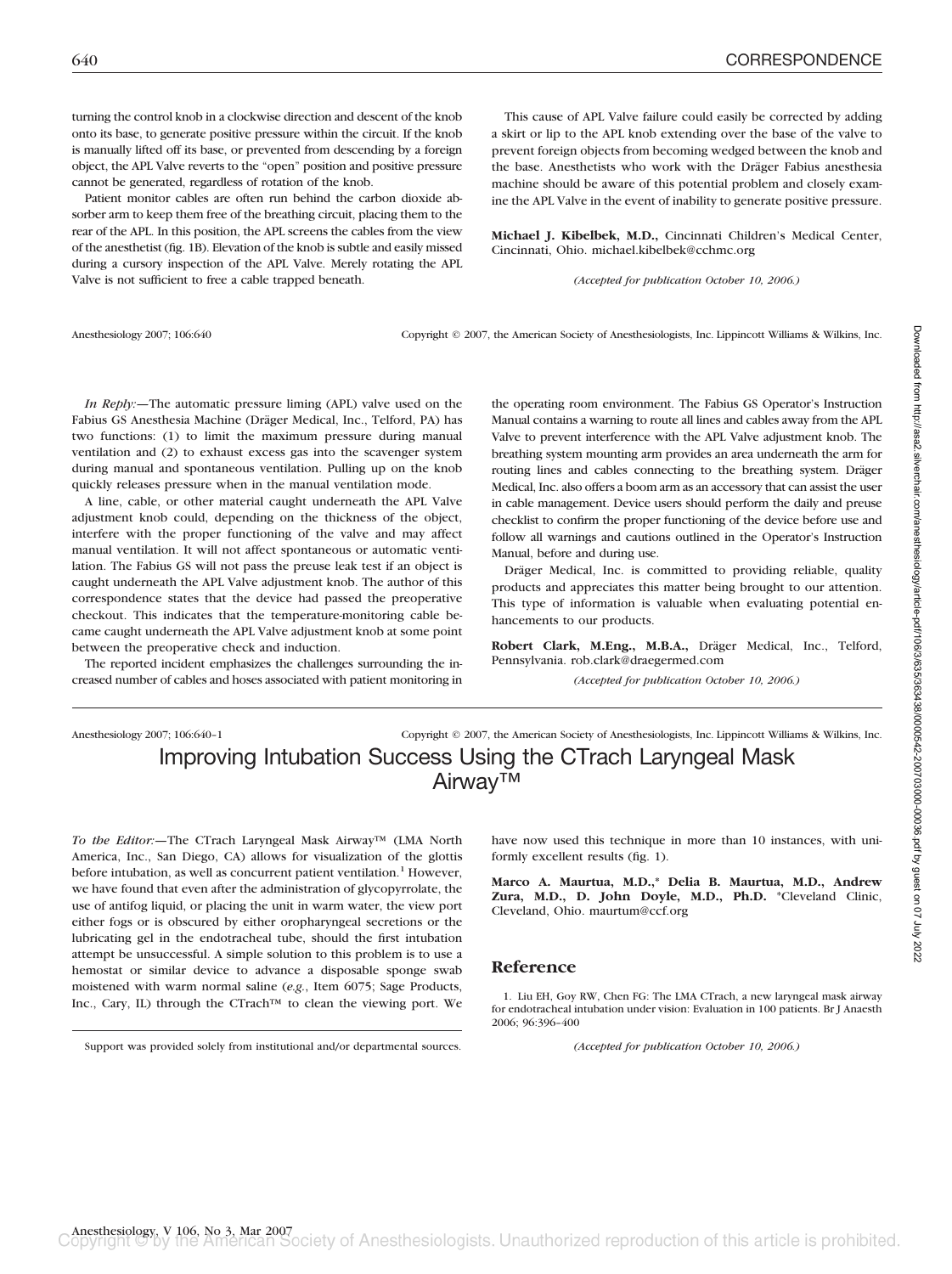turning the control knob in a clockwise direction and descent of the knob onto its base, to generate positive pressure within the circuit. If the knob is manually lifted off its base, or prevented from descending by a foreign object, the APL Valve reverts to the "open" position and positive pressure cannot be generated, regardless of rotation of the knob.

Patient monitor cables are often run behind the carbon dioxide absorber arm to keep them free of the breathing circuit, placing them to the rear of the APL. In this position, the APL screens the cables from the view of the anesthetist (fig. 1B). Elevation of the knob is subtle and easily missed during a cursory inspection of the APL Valve. Merely rotating the APL Valve is not sufficient to free a cable trapped beneath.

This cause of APL Valve failure could easily be corrected by adding a skirt or lip to the APL knob extending over the base of the valve to prevent foreign objects from becoming wedged between the knob and the base. Anesthetists who work with the Dräger Fabius anesthesia machine should be aware of this potential problem and closely examine the APL Valve in the event of inability to generate positive pressure.

**Michael J. Kibelbek, M.D.,** Cincinnati Children's Medical Center, Cincinnati, Ohio. michael.kibelbek@cchmc.org

*(Accepted for publication October 10, 2006.)*

Anesthesiology 2007; 106:640 Copyright © 2007, the American Society of Anesthesiologists, Inc. Lippincott Williams & Wilkins, Inc.

*In Reply:*—The automatic pressure liming (APL) valve used on the Fabius GS Anesthesia Machine (Dräger Medical, Inc., Telford, PA) has two functions: (1) to limit the maximum pressure during manual ventilation and (2) to exhaust excess gas into the scavenger system during manual and spontaneous ventilation. Pulling up on the knob quickly releases pressure when in the manual ventilation mode.

A line, cable, or other material caught underneath the APL Valve adjustment knob could, depending on the thickness of the object, interfere with the proper functioning of the valve and may affect manual ventilation. It will not affect spontaneous or automatic ventilation. The Fabius GS will not pass the preuse leak test if an object is caught underneath the APL Valve adjustment knob. The author of this correspondence states that the device had passed the preoperative checkout. This indicates that the temperature-monitoring cable became caught underneath the APL Valve adjustment knob at some point between the preoperative check and induction.

The reported incident emphasizes the challenges surrounding the increased number of cables and hoses associated with patient monitoring in the operating room environment. The Fabius GS Operator's Instruction Manual contains a warning to route all lines and cables away from the APL Valve to prevent interference with the APL Valve adjustment knob. The breathing system mounting arm provides an area underneath the arm for routing lines and cables connecting to the breathing system. Dräger Medical, Inc. also offers a boom arm as an accessory that can assist the user in cable management. Device users should perform the daily and preuse checklist to confirm the proper functioning of the device before use and follow all warnings and cautions outlined in the Operator's Instruction Manual, before and during use.

Dräger Medical, Inc. is committed to providing reliable, quality products and appreciates this matter being brought to our attention. This type of information is valuable when evaluating potential enhancements to our products.

**Robert Clark, M.Eng., M.B.A.,** Dräger Medical, Inc., Telford, Pennsylvania. rob.clark@draegermed.com

*(Accepted for publication October 10, 2006.)*

Anesthesiology 2007; 106:640–1 Copyright © 2007, the American Society of Anesthesiologists, Inc. Lippincott Williams & Wilkins, Inc.

# Improving Intubation Success Using the CTrach Laryngeal Mask Airway™

*To the Editor:*—The CTrach Laryngeal Mask Airway™ (LMA North America, Inc., San Diego, CA) allows for visualization of the glottis before intubation, as well as concurrent patient ventilation.[1] However, we have found that even after the administration of glycopyrrolate, the use of antifog liquid, or placing the unit in warm water, the view port either fogs or is obscured by either oropharyngeal secretions or the lubricating gel in the endotracheal tube, should the first intubation attempt be unsuccessful. A simple solution to this problem is to use a hemostat or similar device to advance a disposable sponge swab moistened with warm normal saline (*e.g.*, Item 6075; Sage Products, Inc., Cary, IL) through the CTrach™ to clean the viewing port. We have now used this technique in more than 10 instances, with uniformly excellent results (fig. 1).

Support was provided solely from institutional and/or departmental sources.

**Marco A. Maurtua, M.D.,\* Delia B. Maurtua, M.D., Andrew Zura, M.D., D. John Doyle, M.D., Ph.D.** \*Cleveland Clinic, Cleveland, Ohio. maurtum@ccf.org

## Reference

1. Liu EH, Goy RW, Chen FG: The LMA CTrach, a new laryngeal mask airway for endotracheal intubation under vision: Evaluation in 100 patients. Br J Anaesth 2006; 96:396–400

*(Accepted for publication October 10, 2006.)*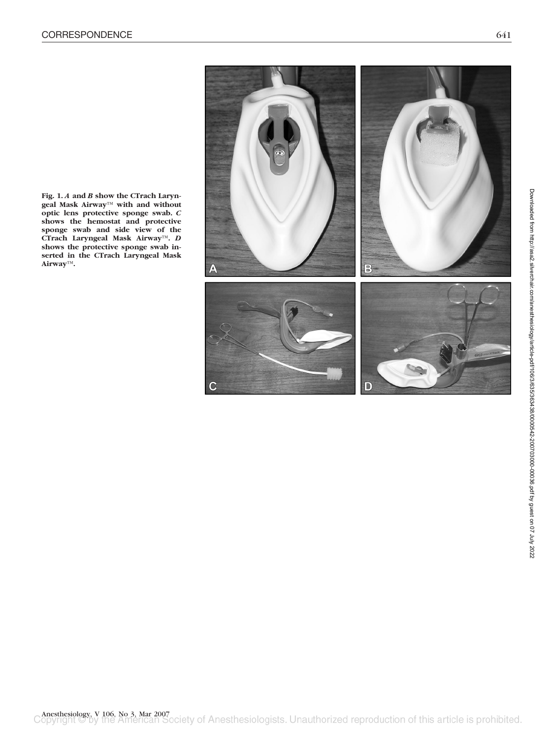**Fig. 1.** ***A*** **and** ***B*** **show the CTrach Laryngeal Mask Airway™ with and without optic lens protective sponge swab.** ***C*** **shows the hemostat and protective sponge swab and side view of the CTrach Laryngeal Mask Airway™.** ***D*** **shows the protective sponge swab inserted in the CTrach Laryngeal Mask Airway™.**